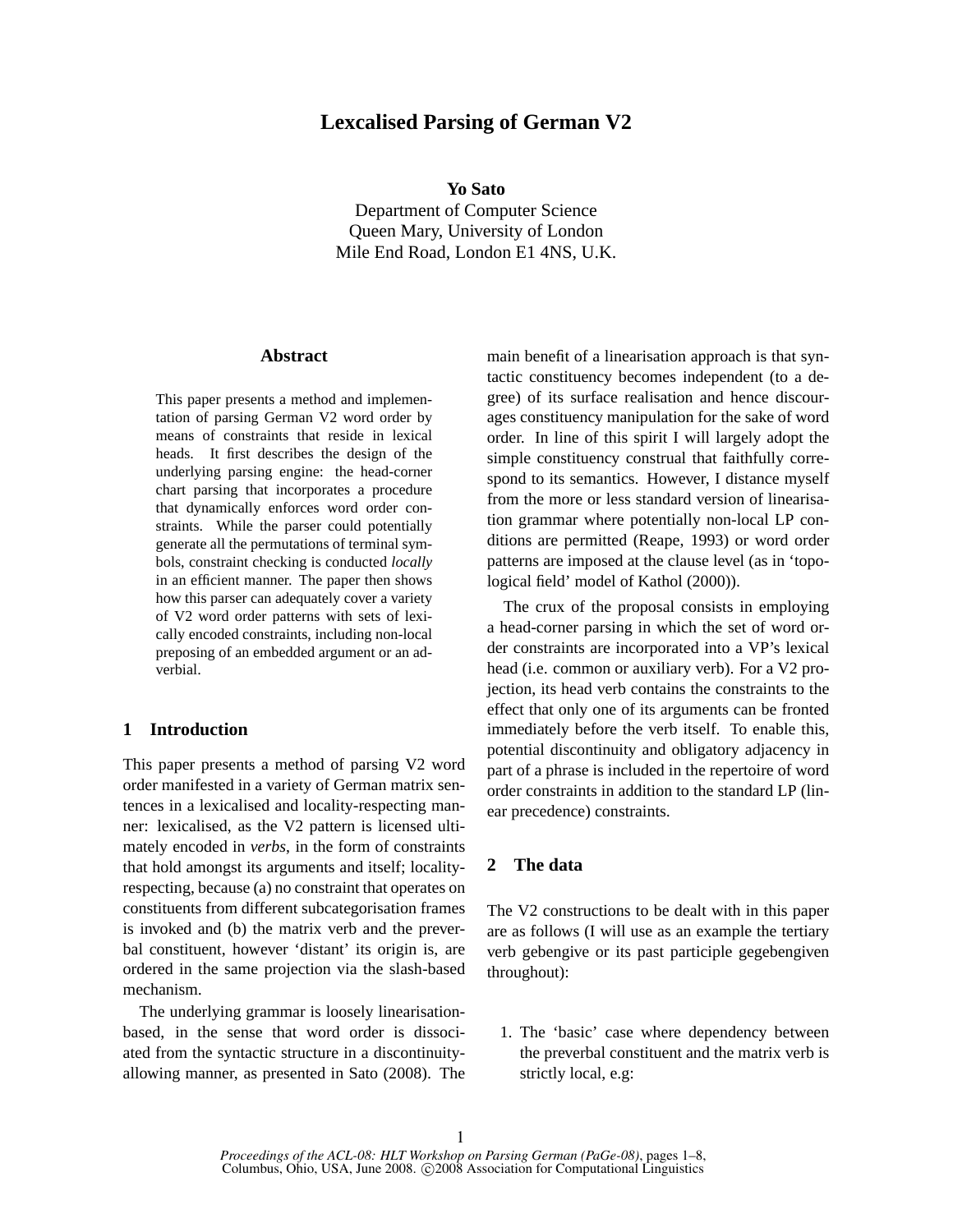# Lexcalised Parsing of German V2

**Yo Sato**
Department of Computer Science
Queen Mary, University of London
Mile End Road, London E1 4NS, U.K.

## Abstract

This paper presents a method and implementation of parsing German V2 word order by means of constraints that reside in lexical heads. It first describes the design of the underlying parsing engine: the head-corner chart parsing that incorporates a procedure that dynamically enforces word order constraints. While the parser could potentially generate all the permutations of terminal symbols, constraint checking is conducted *locally* in an efficient manner. The paper then shows how this parser can adequately cover a variety of V2 word order patterns with sets of lexically encoded constraints, including non-local preposing of an embedded argument or an adverbial.

## 1 Introduction

This paper presents a method of parsing V2 word order manifested in a variety of German matrix sentences in a lexicalised and locality-respecting manner: lexicalised, as the V2 pattern is licensed ultimately encoded in *verbs*, in the form of constraints that hold amongst its arguments and itself; locality-respecting, because (a) no constraint that operates on constituents from different subcategorisation frames is invoked and (b) the matrix verb and the preverbal constituent, however 'distant' its origin is, are ordered in the same projection via the slash-based mechanism.

The underlying grammar is loosely linearisation-based, in the sense that word order is dissociated from the syntactic structure in a discontinuity-allowing manner, as presented in Sato (2008). The main benefit of a linearisation approach is that syntactic constituency becomes independent (to a degree) of its surface realisation and hence discourages constituency manipulation for the sake of word order. In line of this spirit I will largely adopt the simple constituency construal that faithfully correspond to its semantics. However, I distance myself from the more or less standard version of linearisation grammar where potentially non-local LP conditions are permitted (Reape, 1993) or word order patterns are imposed at the clause level (as in 'topological field' model of Kathol (2000)).

The crux of the proposal consists in employing a head-corner parsing in which the set of word order constraints are incorporated into a VP's lexical head (i.e. common or auxiliary verb). For a V2 projection, its head verb contains the constraints to the effect that only one of its arguments can be fronted immediately before the verb itself. To enable this, potential discontinuity and obligatory adjacency in part of a phrase is included in the repertoire of word order constraints in addition to the standard LP (linear precedence) constraints.

## 2 The data

The V2 constructions to be dealt with in this paper are as follows (I will use as an example the tertiary verb gebengive or its past participle gegebengiven throughout):

1. The 'basic' case where dependency between the preverbal constituent and the matrix verb is strictly local, e.g: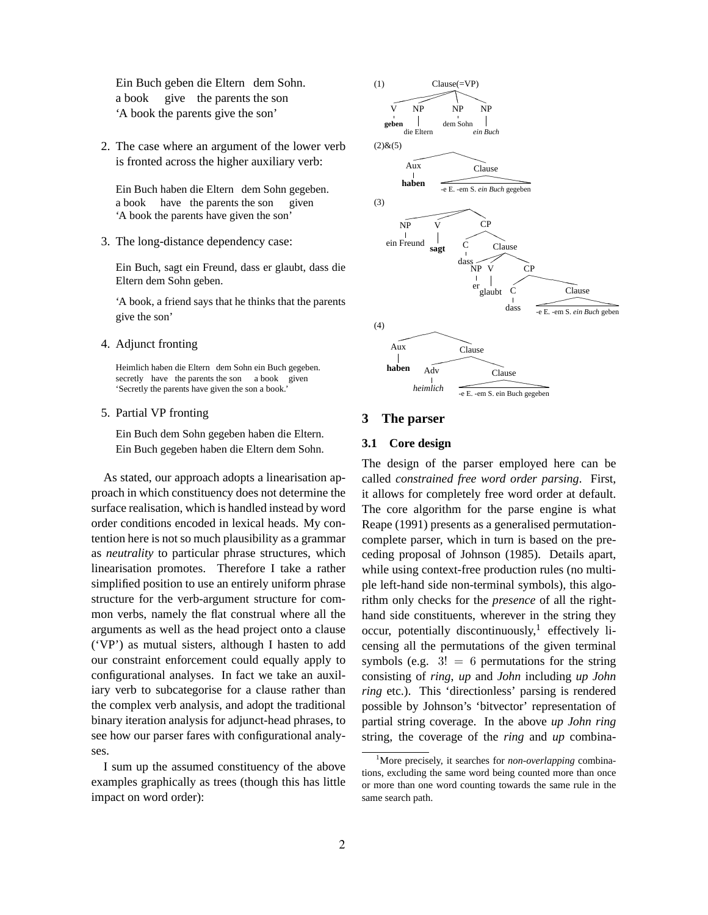Ein Buch geben die Eltern dem Sohn.
a book give the parents the son
'A book the parents give the son'

2. The case where an argument of the lower verb is fronted across the higher auxiliary verb:

   Ein Buch haben die Eltern dem Sohn gegeben.
   a book have the parents the son given
   'A book the parents have given the son'

3. The long-distance dependency case:

   Ein Buch, sagt ein Freund, dass er glaubt, dass die Eltern dem Sohn geben.

   'A book, a friend says that he thinks that the parents give the son'

4. Adjunct fronting

   Heimlich haben die Eltern dem Sohn ein Buch gegeben.
   secretly have the parents the son a book given
   'Secretly the parents have given the son a book.'

5. Partial VP fronting

   Ein Buch dem Sohn gegeben haben die Eltern.
   Ein Buch gegeben haben die Eltern dem Sohn.

As stated, our approach adopts a linearisation approach in which constituency does not determine the surface realisation, which is handled instead by word order conditions encoded in lexical heads. My contention here is not so much plausibility as a grammar as *neutrality* to particular phrase structures, which linearisation promotes. Therefore I take a rather simplified position to use an entirely uniform phrase structure for the verb-argument structure for common verbs, namely the flat construal where all the arguments as well as the head project onto a clause ('VP') as mutual sisters, although I hasten to add our constraint enforcement could equally apply to configurational analyses. In fact we take an auxiliary verb to subcategorise for a clause rather than the complex verb analysis, and adopt the traditional binary iteration analysis for adjunct-head phrases, to see how our parser fares with configurational analyses.

I sum up the assumed constituency of the above examples graphically as trees (though this has little impact on word order):

(1) [Clause(=VP) [V **geben**] [NP die Eltern] [NP dem Sohn] [NP *ein Buch*]]

(2)&(5) [ [Aux **haben**] [Clause -e E. -em S. *ein Buch* gegeben]]

(3) [ [NP ein Freund] [V **sagt**] [CP [C dass] [Clause [NP er] [V glaubt] [CP [C dass] [Clause -e E. -em S. *ein Buch* geben]]]]]

(4) [ [Aux **haben**] [Clause [Adv *heimlich*] [Clause -e E. -em S. ein Buch gegeben]]]

## 3 The parser

### 3.1 Core design

The design of the parser employed here can be called *constrained free word order parsing*. First, it allows for completely free word order at default. The core algorithm for the parse engine is what Reape (1991) presents as a generalised permutation-complete parser, which in turn is based on the preceding proposal of Johnson (1985). Details apart, while using context-free production rules (no multiple left-hand side non-terminal symbols), this algorithm only checks for the *presence* of all the right-hand side constituents, wherever in the string they occur, potentially discontinuously,[1] effectively licensing all the permutations of the given terminal symbols (e.g. $3! = 6$ permutations for the string consisting of *ring*, *up* and *John* including *up John ring* etc.). This 'directionless' parsing is rendered possible by Johnson's 'bitvector' representation of partial string coverage. In the above *up John ring* string, the coverage of the *ring* and *up* combina-

[1] More precisely, it searches for *non-overlapping* combinations, excluding the same word being counted more than once or more than one word counting towards the same rule in the same search path.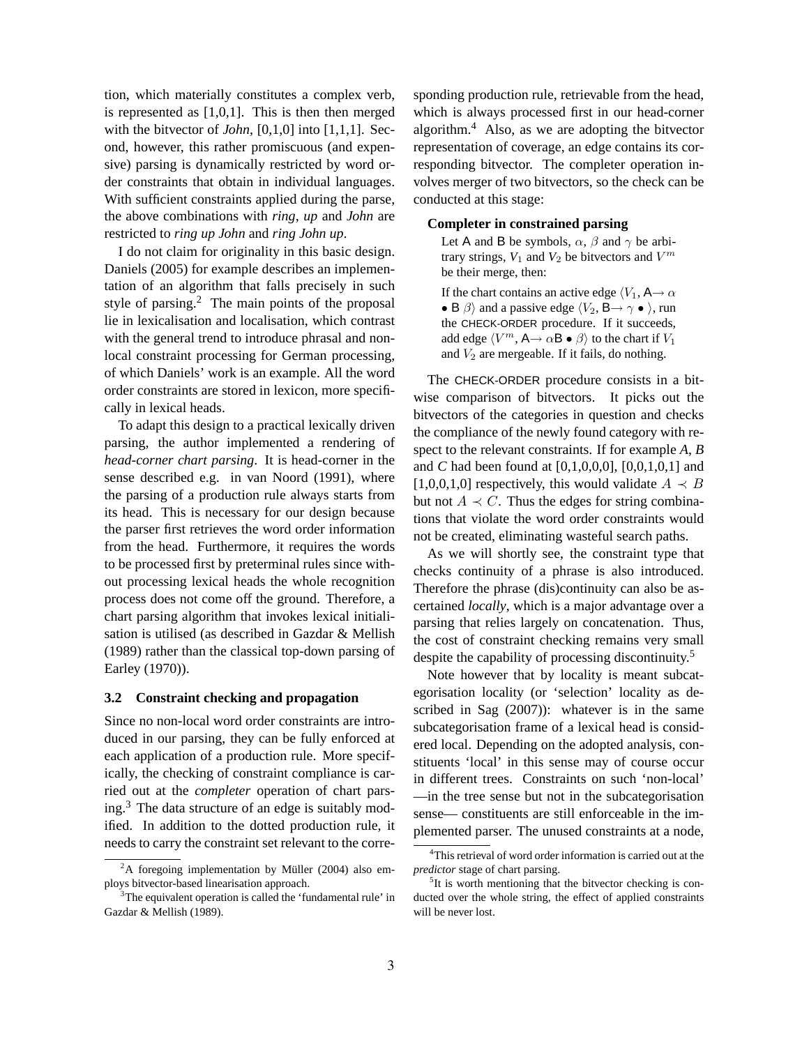tion, which materially constitutes a complex verb, is represented as [1,0,1]. This is then then merged with the bitvector of *John*, [0,1,0] into [1,1,1]. Second, however, this rather promiscuous (and expensive) parsing is dynamically restricted by word order constraints that obtain in individual languages. With sufficient constraints applied during the parse, the above combinations with *ring*, *up* and *John* are restricted to *ring up John* and *ring John up*.

I do not claim for originality in this basic design. Daniels (2005) for example describes an implementation of an algorithm that falls precisely in such style of parsing.[2] The main points of the proposal lie in lexicalisation and localisation, which contrast with the general trend to introduce phrasal and non-local constraint processing for German processing, of which Daniels' work is an example. All the word order constraints are stored in lexicon, more specifically in lexical heads.

To adapt this design to a practical lexically driven parsing, the author implemented a rendering of *head-corner chart parsing*. It is head-corner in the sense described e.g. in van Noord (1991), where the parsing of a production rule always starts from its head. This is necessary for our design because the parser first retrieves the word order information from the head. Furthermore, it requires the words to be processed first by preterminal rules since without processing lexical heads the whole recognition process does not come off the ground. Therefore, a chart parsing algorithm that invokes lexical initialisation is utilised (as described in Gazdar & Mellish (1989) rather than the classical top-down parsing of Earley (1970)).

### 3.2 Constraint checking and propagation

Since no non-local word order constraints are introduced in our parsing, they can be fully enforced at each application of a production rule. More specifically, the checking of constraint compliance is carried out at the *completer* operation of chart parsing.[3] The data structure of an edge is suitably modified. In addition to the dotted production rule, it needs to carry the constraint set relevant to the corresponding production rule, retrievable from the head, which is always processed first in our head-corner algorithm.[4] Also, as we are adopting the bitvector representation of coverage, an edge contains its corresponding bitvector. The completer operation involves merger of two bitvectors, so the check can be conducted at this stage:

**Completer in constrained parsing**

Let A and B be symbols, $\alpha$, $\beta$ and $\gamma$ be arbitrary strings, $V_1$ and $V_2$ be bitvectors and $V^m$ be their merge, then:

If the chart contains an active edge $\langle V_1, \mathsf{A} \rightarrow \alpha \bullet \mathsf{B}\ \beta \rangle$ and a passive edge $\langle V_2, \mathsf{B} \rightarrow \gamma \bullet \rangle$, run the CHECK-ORDER procedure. If it succeeds, add edge $\langle V^m, \mathsf{A} \rightarrow \alpha\mathsf{B} \bullet \beta \rangle$ to the chart if $V_1$ and $V_2$ are mergeable. If it fails, do nothing.

The CHECK-ORDER procedure consists in a bitwise comparison of bitvectors. It picks out the bitvectors of the categories in question and checks the compliance of the newly found category with respect to the relevant constraints. If for example *A*, *B* and *C* had been found at [0,1,0,0,0], [0,0,1,0,1] and [1,0,0,1,0] respectively, this would validate $A \prec B$ but not $A \prec C$. Thus the edges for string combinations that violate the word order constraints would not be created, eliminating wasteful search paths.

As we will shortly see, the constraint type that checks continuity of a phrase is also introduced. Therefore the phrase (dis)continuity can also be ascertained *locally*, which is a major advantage over a parsing that relies largely on concatenation. Thus, the cost of constraint checking remains very small despite the capability of processing discontinuity.[5]

Note however that by locality is meant subcategorisation locality (or 'selection' locality as described in Sag (2007)): whatever is in the same subcategorisation frame of a lexical head is considered local. Depending on the adopted analysis, constituents 'local' in this sense may of course occur in different trees. Constraints on such 'non-local' —in the tree sense but not in the subcategorisation sense— constituents are still enforceable in the implemented parser. The unused constraints at a node,

---

[2] A foregoing implementation by Müller (2004) also employs bitvector-based linearisation approach.

[3] The equivalent operation is called the 'fundamental rule' in Gazdar & Mellish (1989).

[4] This retrieval of word order information is carried out at the *predictor* stage of chart parsing.

[5] It is worth mentioning that the bitvector checking is conducted over the whole string, the effect of applied constraints will be never lost.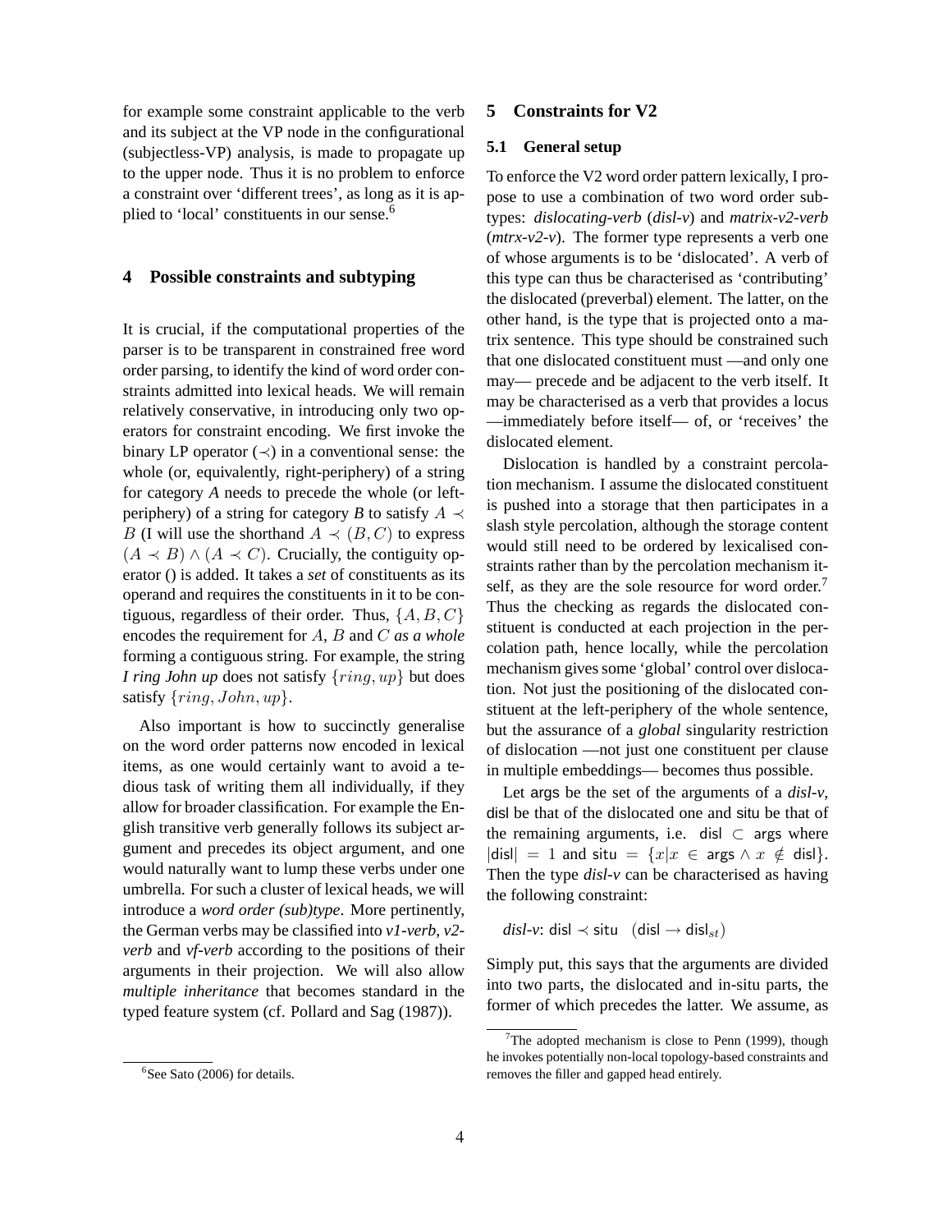for example some constraint applicable to the verb and its subject at the VP node in the configurational (subjectless-VP) analysis, is made to propagate up to the upper node. Thus it is no problem to enforce a constraint over 'different trees', as long as it is applied to 'local' constituents in our sense.[6]

## 4 Possible constraints and subtyping

It is crucial, if the computational properties of the parser is to be transparent in constrained free word order parsing, to identify the kind of word order constraints admitted into lexical heads. We will remain relatively conservative, in introducing only two operators for constraint encoding. We first invoke the binary LP operator ($\prec$) in a conventional sense: the whole (or, equivalently, right-periphery) of a string for category *A* needs to precede the whole (or left-periphery) of a string for category *B* to satisfy $A \prec B$ (I will use the shorthand $A \prec (B, C)$ to express $(A \prec B) \wedge (A \prec C)$. Crucially, the contiguity operator () is added. It takes a *set* of constituents as its operand and requires the constituents in it to be contiguous, regardless of their order. Thus, $\{A, B, C\}$ encodes the requirement for $A$, $B$ and $C$ *as a whole* forming a contiguous string. For example, the string *I ring John up* does not satisfy $\{ring, up\}$ but does satisfy $\{ring, John, up\}$.

Also important is how to succinctly generalise on the word order patterns now encoded in lexical items, as one would certainly want to avoid a tedious task of writing them all individually, if they allow for broader classification. For example the English transitive verb generally follows its subject argument and precedes its object argument, and one would naturally want to lump these verbs under one umbrella. For such a cluster of lexical heads, we will introduce a *word order (sub)type*. More pertinently, the German verbs may be classified into *v1-verb*, *v2-verb* and *vf-verb* according to the positions of their arguments in their projection. We will also allow *multiple inheritance* that becomes standard in the typed feature system (cf. Pollard and Sag (1987)).

[6] See Sato (2006) for details.

## 5 Constraints for V2

### 5.1 General setup

To enforce the V2 word order pattern lexically, I propose to use a combination of two word order subtypes: *dislocating-verb* (*disl-v*) and *matrix-v2-verb* (*mtrx-v2-v*). The former type represents a verb one of whose arguments is to be 'dislocated'. A verb of this type can thus be characterised as 'contributing' the dislocated (preverbal) element. The latter, on the other hand, is the type that is projected onto a matrix sentence. This type should be constrained such that one dislocated constituent must —and only one may— precede and be adjacent to the verb itself. It may be characterised as a verb that provides a locus —immediately before itself— of, or 'receives' the dislocated element.

Dislocation is handled by a constraint percolation mechanism. I assume the dislocated constituent is pushed into a storage that then participates in a slash style percolation, although the storage content would still need to be ordered by lexicalised constraints rather than by the percolation mechanism itself, as they are the sole resource for word order.[7] Thus the checking as regards the dislocated constituent is conducted at each projection in the percolation path, hence locally, while the percolation mechanism gives some 'global' control over dislocation. Not just the positioning of the dislocated constituent at the left-periphery of the whole sentence, but the assurance of a *global* singularity restriction of dislocation —not just one constituent per clause in multiple embeddings— becomes thus possible.

Let $\mathsf{args}$ be the set of the arguments of a *disl-v*, $\mathsf{disl}$ be that of the dislocated one and $\mathsf{situ}$ be that of the remaining arguments, i.e. $\mathsf{disl} \subset \mathsf{args}$ where $|\mathsf{disl}| = 1$ and $\mathsf{situ} = \{x | x \in \mathsf{args} \wedge x \notin \mathsf{disl}\}$. Then the type *disl-v* can be characterised as having the following constraint:

*disl-v*: $\mathsf{disl} \prec \mathsf{situ} \quad (\mathsf{disl} \rightarrow \mathsf{disl}_{st})$

Simply put, this says that the arguments are divided into two parts, the dislocated and in-situ parts, the former of which precedes the latter. We assume, as

[7] The adopted mechanism is close to Penn (1999), though he invokes potentially non-local topology-based constraints and removes the filler and gapped head entirely.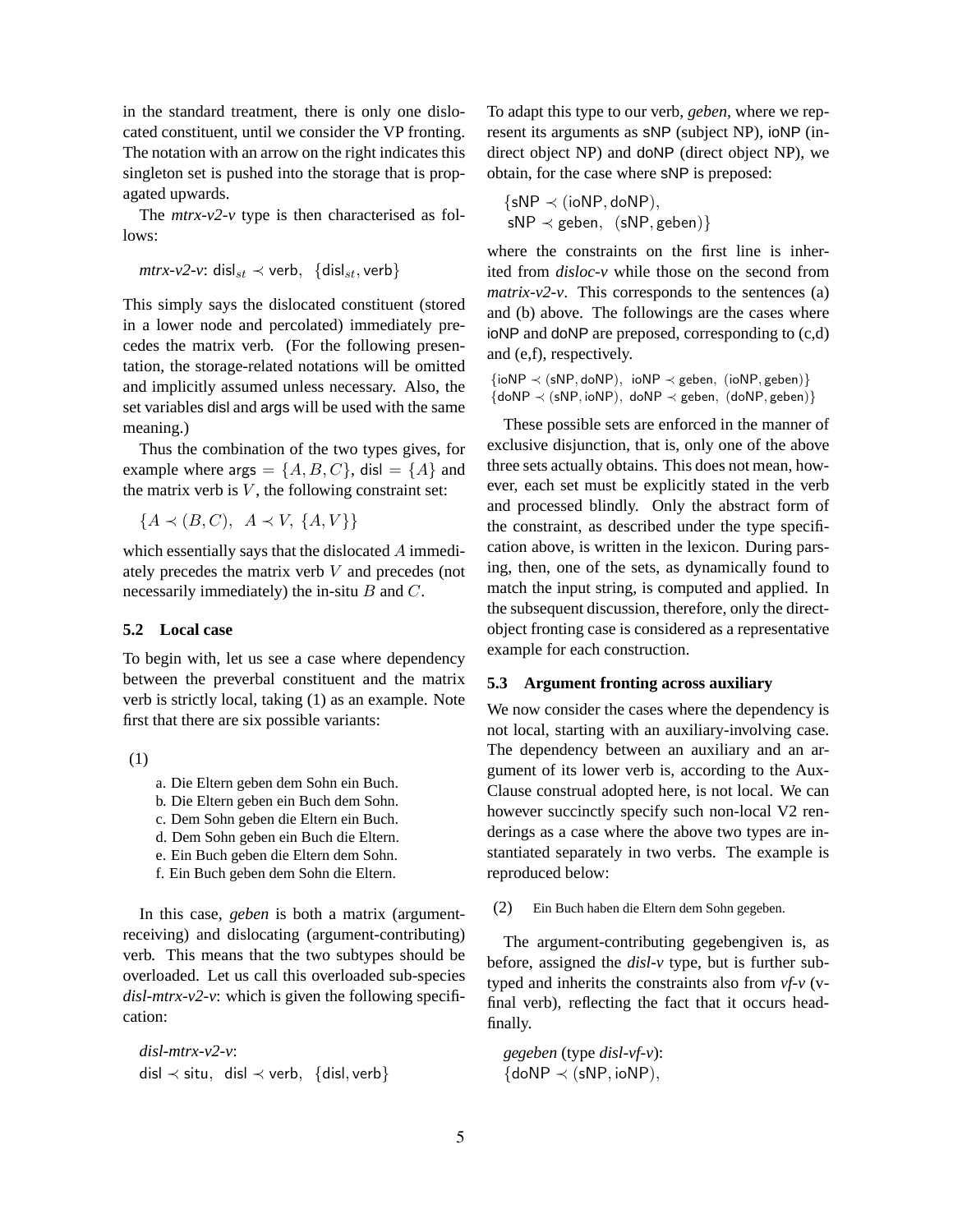in the standard treatment, there is only one dislocated constituent, until we consider the VP fronting. The notation with an arrow on the right indicates this singleton set is pushed into the storage that is propagated upwards.

The *mtrx-v2-v* type is then characterised as follows:

*mtrx-v2-v*: $\mathsf{disl}_{st} \prec \mathsf{verb},\ \ \{\mathsf{disl}_{st}, \mathsf{verb}\}$

This simply says the dislocated constituent (stored in a lower node and percolated) immediately precedes the matrix verb. (For the following presentation, the storage-related notations will be omitted and implicitly assumed unless necessary. Also, the set variables disl and args will be used with the same meaning.)

Thus the combination of the two types gives, for example where $\mathsf{args} = \{A, B, C\}$, $\mathsf{disl} = \{A\}$ and the matrix verb is $V$, the following constraint set:

$$\{A \prec (B, C),\ \ A \prec V,\ \{A, V\}\}$$

which essentially says that the dislocated $A$ immediately precedes the matrix verb $V$ and precedes (not necessarily immediately) the in-situ $B$ and $C$.

### 5.2 Local case

To begin with, let us see a case where dependency between the preverbal constituent and the matrix verb is strictly local, taking (1) as an example. Note first that there are six possible variants:

(1)

a. Die Eltern geben dem Sohn ein Buch.
b. Die Eltern geben ein Buch dem Sohn.
c. Dem Sohn geben die Eltern ein Buch.
d. Dem Sohn geben ein Buch die Eltern.
e. Ein Buch geben die Eltern dem Sohn.
f. Ein Buch geben dem Sohn die Eltern.

In this case, *geben* is both a matrix (argument-receiving) and dislocating (argument-contributing) verb. This means that the two subtypes should be overloaded. Let us call this overloaded sub-species *disl-mtrx-v2-v*: which is given the following specification:

*disl-mtrx-v2-v*:
$\mathsf{disl} \prec \mathsf{situ},\ \ \mathsf{disl} \prec \mathsf{verb},\ \ \{\mathsf{disl}, \mathsf{verb}\}$

To adapt this type to our verb, *geben*, where we represent its arguments as sNP (subject NP), ioNP (indirect object NP) and doNP (direct object NP), we obtain, for the case where sNP is preposed:

$$\{\mathsf{sNP} \prec (\mathsf{ioNP}, \mathsf{doNP}),$$
$$\mathsf{sNP} \prec \mathsf{geben},\ \ (\mathsf{sNP}, \mathsf{geben})\}$$

where the constraints on the first line is inherited from *disloc-v* while those on the second from *matrix-v2-v*. This corresponds to the sentences (a) and (b) above. The followings are the cases where ioNP and doNP are preposed, corresponding to (c,d) and (e,f), respectively.

$$\{\mathsf{ioNP} \prec (\mathsf{sNP}, \mathsf{doNP}),\ \ \mathsf{ioNP} \prec \mathsf{geben},\ \ (\mathsf{ioNP}, \mathsf{geben})\}$$
$$\{\mathsf{doNP} \prec (\mathsf{sNP}, \mathsf{ioNP}),\ \ \mathsf{doNP} \prec \mathsf{geben},\ \ (\mathsf{doNP}, \mathsf{geben})\}$$

These possible sets are enforced in the manner of exclusive disjunction, that is, only one of the above three sets actually obtains. This does not mean, however, each set must be explicitly stated in the verb and processed blindly. Only the abstract form of the constraint, as described under the type specification above, is written in the lexicon. During parsing, then, one of the sets, as dynamically found to match the input string, is computed and applied. In the subsequent discussion, therefore, only the direct-object fronting case is considered as a representative example for each construction.

### 5.3 Argument fronting across auxiliary

We now consider the cases where the dependency is not local, starting with an auxiliary-involving case. The dependency between an auxiliary and an argument of its lower verb is, according to the Aux-Clause construal adopted here, is not local. We can however succinctly specify such non-local V2 renderings as a case where the above two types are instantiated separately in two verbs. The example is reproduced below:

(2) Ein Buch haben die Eltern dem Sohn gegeben.

The argument-contributing gegebengiven is, as before, assigned the *disl-v* type, but is further subtyped and inherits the constraints also from *vf-v* (v-final verb), reflecting the fact that it occurs head-finally.

*gegeben* (type *disl-vf-v*):
$\{\mathsf{doNP} \prec (\mathsf{sNP}, \mathsf{ioNP}),$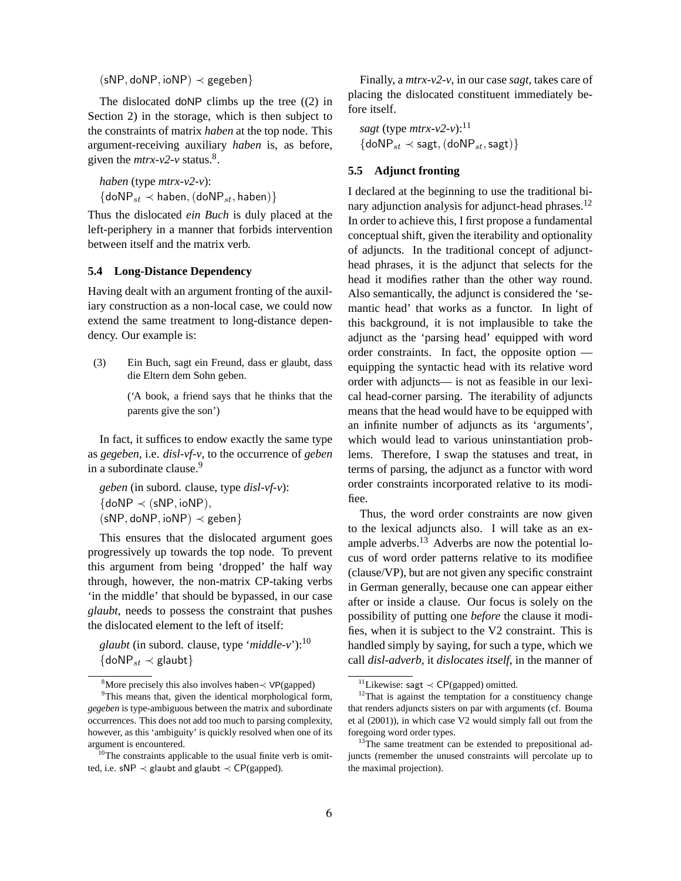$(\mathsf{sNP}, \mathsf{doNP}, \mathsf{ioNP}) \prec \mathsf{gegeben}\}$

The dislocated doNP climbs up the tree ((2) in Section 2) in the storage, which is then subject to the constraints of matrix *haben* at the top node. This argument-receiving auxiliary *haben* is, as before, given the *mtrx-v2-v* status.[8].

*haben* (type *mtrx-v2-v*):
$\{\mathsf{doNP}_{st} \prec \mathsf{haben}, (\mathsf{doNP}_{st}, \mathsf{haben})\}$

Thus the dislocated *ein Buch* is duly placed at the left-periphery in a manner that forbids intervention between itself and the matrix verb.

### 5.4 Long-Distance Dependency

Having dealt with an argument fronting of the auxiliary construction as a non-local case, we could now extend the same treatment to long-distance dependency. Our example is:

(3) Ein Buch, sagt ein Freund, dass er glaubt, dass die Eltern dem Sohn geben.

('A book, a friend says that he thinks that the parents give the son')

In fact, it suffices to endow exactly the same type as *gegeben*, i.e. *disl-vf-v*, to the occurrence of *geben* in a subordinate clause.[9]

*geben* (in subord. clause, type *disl-vf-v*):
$\{\mathsf{doNP} \prec (\mathsf{sNP}, \mathsf{ioNP}),$
$(\mathsf{sNP}, \mathsf{doNP}, \mathsf{ioNP}) \prec \mathsf{geben}\}$

This ensures that the dislocated argument goes progressively up towards the top node. To prevent this argument from being 'dropped' the half way through, however, the non-matrix CP-taking verbs 'in the middle' that should be bypassed, in our case *glaubt*, needs to possess the constraint that pushes the dislocated element to the left of itself:

*glaubt* (in subord. clause, type '*middle-v*'):[10]
$\{\mathsf{doNP}_{st} \prec \mathsf{glaubt}\}$

Finally, a *mtrx-v2-v*, in our case *sagt*, takes care of placing the dislocated constituent immediately before itself.

*sagt* (type *mtrx-v2-v*):[11]
$\{\mathsf{doNP}_{st} \prec \mathsf{sagt}, (\mathsf{doNP}_{st}, \mathsf{sagt})\}$

### 5.5 Adjunct fronting

I declared at the beginning to use the traditional binary adjunction analysis for adjunct-head phrases.[12] In order to achieve this, I first propose a fundamental conceptual shift, given the iterability and optionality of adjuncts. In the traditional concept of adjunct-head phrases, it is the adjunct that selects for the head it modifies rather than the other way round. Also semantically, the adjunct is considered the 'semantic head' that works as a functor. In light of this background, it is not implausible to take the adjunct as the 'parsing head' equipped with word order constraints. In fact, the opposite option — equipping the syntactic head with its relative word order with adjuncts— is not as feasible in our lexical head-corner parsing. The iterability of adjuncts means that the head would have to be equipped with an infinite number of adjuncts as its 'arguments', which would lead to various uninstantiation problems. Therefore, I swap the statuses and treat, in terms of parsing, the adjunct as a functor with word order constraints incorporated relative to its modifiee.

Thus, the word order constraints are now given to the lexical adjuncts also. I will take as an example adverbs.[13] Adverbs are now the potential locus of word order patterns relative to its modifiee (clause/VP), but are not given any specific constraint in German generally, because one can appear either after or inside a clause. Our focus is solely on the possibility of putting one *before* the clause it modifies, when it is subject to the V2 constraint. This is handled simply by saying, for such a type, which we call *disl-adverb*, it *dislocates itself*, in the manner of

---

[8] More precisely this also involves $\mathsf{haben} \prec \mathsf{VP}$(gapped)

[9] This means that, given the identical morphological form, *gegeben* is type-ambiguous between the matrix and subordinate occurrences. This does not add too much to parsing complexity, however, as this 'ambiguity' is quickly resolved when one of its argument is encountered.

[10] The constraints applicable to the usual finite verb is omitted, i.e. $\mathsf{sNP} \prec \mathsf{glaubt}$ and $\mathsf{glaubt} \prec \mathsf{CP}$(gapped).

[11] Likewise: $\mathsf{sagt} \prec \mathsf{CP}$(gapped) omitted.

[12] That is against the temptation for a constituency change that renders adjuncts sisters on par with arguments (cf. Bouma et al (2001)), in which case V2 would simply fall out from the foregoing word order types.

[13] The same treatment can be extended to prepositional adjuncts (remember the unused constraints will percolate up to the maximal projection).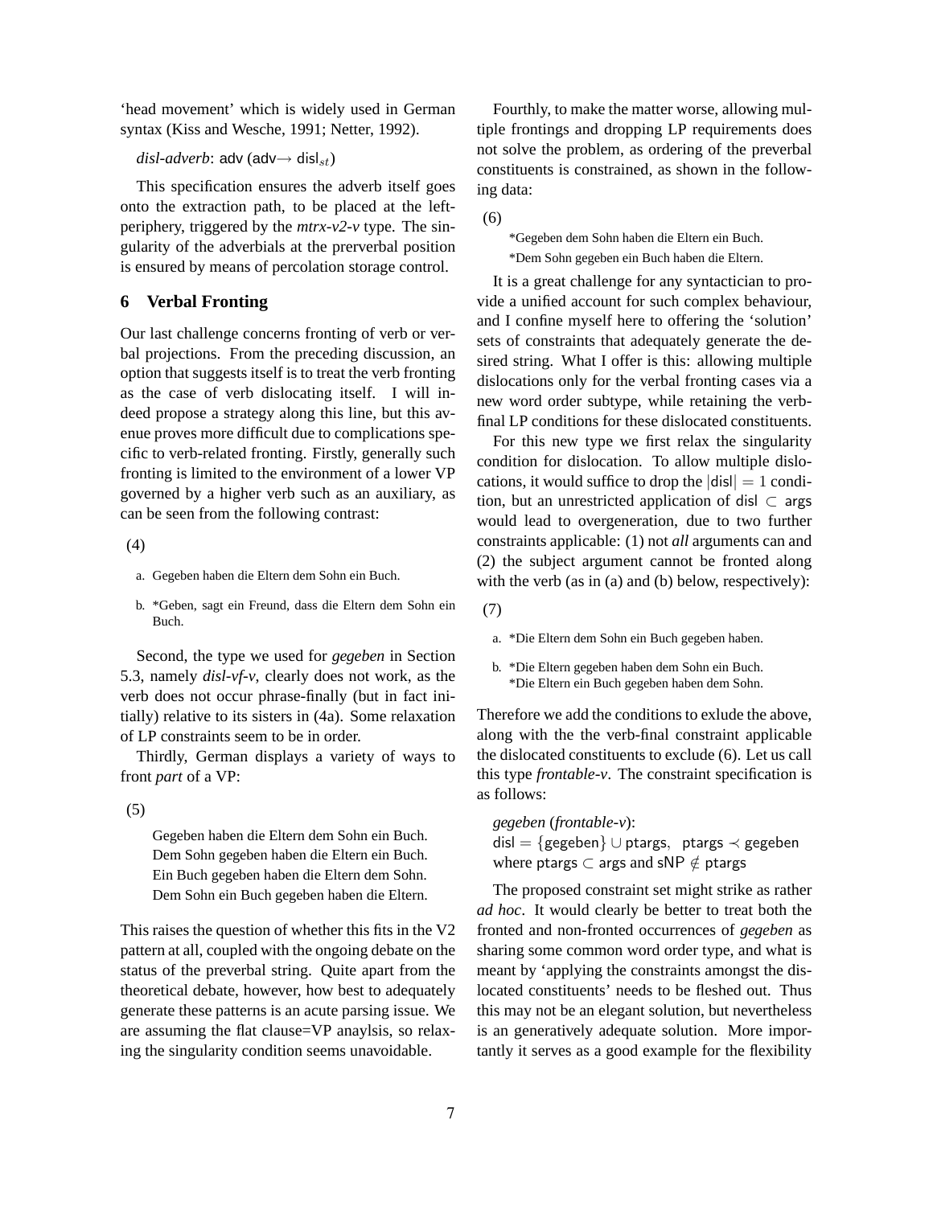'head movement' which is widely used in German syntax (Kiss and Wesche, 1991; Netter, 1992).

*disl-adverb*: adv (adv$\rightarrow$ disl$_{st}$)

This specification ensures the adverb itself goes onto the extraction path, to be placed at the left-periphery, triggered by the *mtrx-v2-v* type. The singularity of the adverbials at the prerverbal position is ensured by means of percolation storage control.

## 6 Verbal Fronting

Our last challenge concerns fronting of verb or verbal projections. From the preceding discussion, an option that suggests itself is to treat the verb fronting as the case of verb dislocating itself. I will indeed propose a strategy along this line, but this avenue proves more difficult due to complications specific to verb-related fronting. Firstly, generally such fronting is limited to the environment of a lower VP governed by a higher verb such as an auxiliary, as can be seen from the following contrast:

(4)

a. Gegeben haben die Eltern dem Sohn ein Buch.

b. *Geben, sagt ein Freund, dass die Eltern dem Sohn ein Buch.

Second, the type we used for *gegeben* in Section 5.3, namely *disl-vf-v*, clearly does not work, as the verb does not occur phrase-finally (but in fact initially) relative to its sisters in (4a). Some relaxation of LP constraints seem to be in order.

Thirdly, German displays a variety of ways to front *part* of a VP:

(5)

Gegeben haben die Eltern dem Sohn ein Buch.
Dem Sohn gegeben haben die Eltern ein Buch.
Ein Buch gegeben haben die Eltern dem Sohn.
Dem Sohn ein Buch gegeben haben die Eltern.

This raises the question of whether this fits in the V2 pattern at all, coupled with the ongoing debate on the status of the preverbal string. Quite apart from the theoretical debate, however, how best to adequately generate these patterns is an acute parsing issue. We are assuming the flat clause=VP anaylsis, so relaxing the singularity condition seems unavoidable.

Fourthly, to make the matter worse, allowing multiple frontings and dropping LP requirements does not solve the problem, as ordering of the preverbal constituents is constrained, as shown in the following data:

(6)

*Gegeben dem Sohn haben die Eltern ein Buch.
*Dem Sohn gegeben ein Buch haben die Eltern.

It is a great challenge for any syntactician to provide a unified account for such complex behaviour, and I confine myself here to offering the 'solution' sets of constraints that adequately generate the desired string. What I offer is this: allowing multiple dislocations only for the verbal fronting cases via a new word order subtype, while retaining the verb-final LP conditions for these dislocated constituents.

For this new type we first relax the singularity condition for dislocation. To allow multiple dislocations, it would suffice to drop the $|\text{disl}| = 1$ condition, but an unrestricted application of disl $\subset$ args would lead to overgeneration, due to two further constraints applicable: (1) not *all* arguments can and (2) the subject argument cannot be fronted along with the verb (as in (a) and (b) below, respectively):

(7)

a. *Die Eltern dem Sohn ein Buch gegeben haben.

b. *Die Eltern gegeben haben dem Sohn ein Buch.
*Die Eltern ein Buch gegeben haben dem Sohn.

Therefore we add the conditions to exlude the above, along with the the verb-final constraint applicable the dislocated constituents to exclude (6). Let us call this type *frontable-v*. The constraint specification is as follows:

*gegeben* (*frontable-v*):
disl $= \{$gegeben$\} \cup$ ptargs, ptargs $\prec$ gegeben
where ptargs $\subset$ args and sNP $\notin$ ptargs

The proposed constraint set might strike as rather *ad hoc*. It would clearly be better to treat both the fronted and non-fronted occurrences of *gegeben* as sharing some common word order type, and what is meant by 'applying the constraints amongst the dislocated constituents' needs to be fleshed out. Thus this may not be an elegant solution, but nevertheless is an generatively adequate solution. More importantly it serves as a good example for the flexibility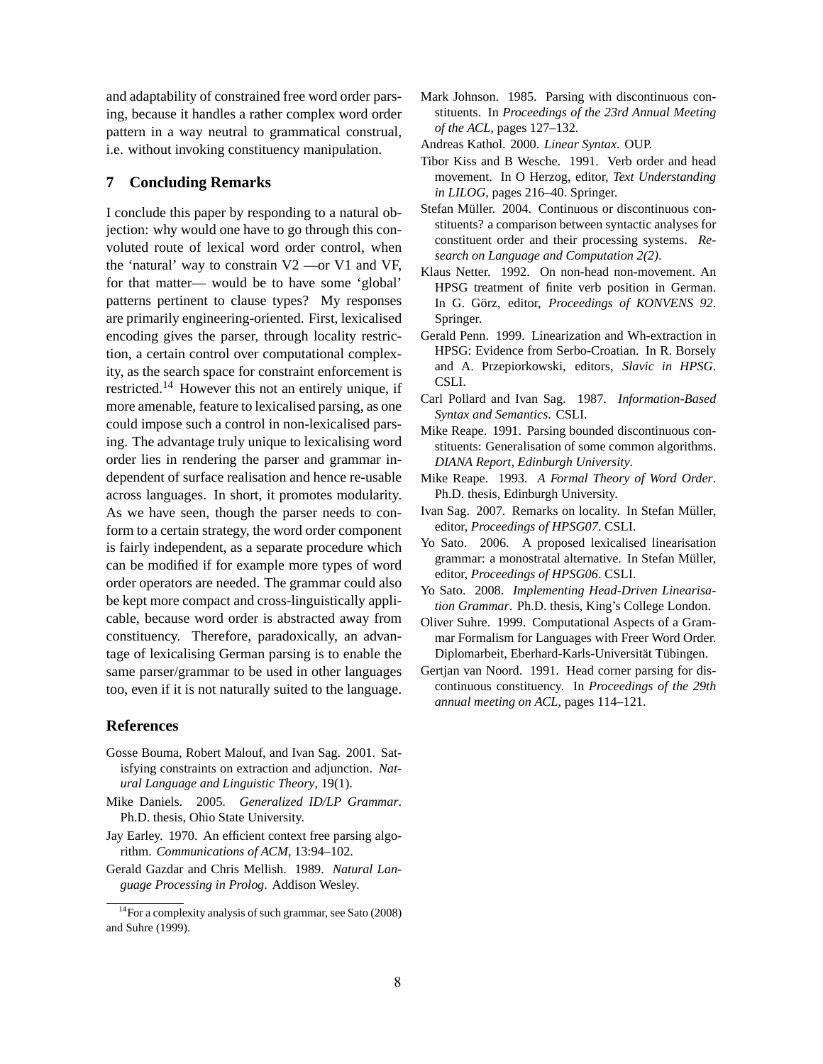and adaptability of constrained free word order parsing, because it handles a rather complex word order pattern in a way neutral to grammatical construal, i.e. without invoking constituency manipulation.

## 7 Concluding Remarks

I conclude this paper by responding to a natural objection: why would one have to go through this convoluted route of lexical word order control, when the 'natural' way to constrain V2 —or V1 and VF, for that matter— would be to have some 'global' patterns pertinent to clause types? My responses are primarily engineering-oriented. First, lexicalised encoding gives the parser, through locality restriction, a certain control over computational complexity, as the search space for constraint enforcement is restricted.[14] However this not an entirely unique, if more amenable, feature to lexicalised parsing, as one could impose such a control in non-lexicalised parsing. The advantage truly unique to lexicalising word order lies in rendering the parser and grammar independent of surface realisation and hence re-usable across languages. In short, it promotes modularity. As we have seen, though the parser needs to conform to a certain strategy, the word order component is fairly independent, as a separate procedure which can be modified if for example more types of word order operators are needed. The grammar could also be kept more compact and cross-linguistically applicable, because word order is abstracted away from constituency. Therefore, paradoxically, an advantage of lexicalising German parsing is to enable the same parser/grammar to be used in other languages too, even if it is not naturally suited to the language.

## References

Gosse Bouma, Robert Malouf, and Ivan Sag. 2001. Satisfying constraints on extraction and adjunction. *Natural Language and Linguistic Theory*, 19(1).

Mike Daniels. 2005. *Generalized ID/LP Grammar*. Ph.D. thesis, Ohio State University.

Jay Earley. 1970. An efficient context free parsing algorithm. *Communications of ACM*, 13:94–102.

Gerald Gazdar and Chris Mellish. 1989. *Natural Language Processing in Prolog*. Addison Wesley.

Mark Johnson. 1985. Parsing with discontinuous constituents. In *Proceedings of the 23rd Annual Meeting of the ACL*, pages 127–132.

Andreas Kathol. 2000. *Linear Syntax*. OUP.

Tibor Kiss and B Wesche. 1991. Verb order and head movement. In O Herzog, editor, *Text Understanding in LILOG*, pages 216–40. Springer.

Stefan Müller. 2004. Continuous or discontinuous constituents? a comparison between syntactic analyses for constituent order and their processing systems. *Research on Language and Computation 2(2)*.

Klaus Netter. 1992. On non-head non-movement. An HPSG treatment of finite verb position in German. In G. Görz, editor, *Proceedings of KONVENS 92*. Springer.

Gerald Penn. 1999. Linearization and Wh-extraction in HPSG: Evidence from Serbo-Croatian. In R. Borsely and A. Przepiorkowski, editors, *Slavic in HPSG*. CSLI.

Carl Pollard and Ivan Sag. 1987. *Information-Based Syntax and Semantics*. CSLI.

Mike Reape. 1991. Parsing bounded discontinuous constituents: Generalisation of some common algorithms. *DIANA Report, Edinburgh University*.

Mike Reape. 1993. *A Formal Theory of Word Order*. Ph.D. thesis, Edinburgh University.

Ivan Sag. 2007. Remarks on locality. In Stefan Müller, editor, *Proceedings of HPSG07*. CSLI.

Yo Sato. 2006. A proposed lexicalised linearisation grammar: a monostratal alternative. In Stefan Müller, editor, *Proceedings of HPSG06*. CSLI.

Yo Sato. 2008. *Implementing Head-Driven Linearisation Grammar*. Ph.D. thesis, King's College London.

Oliver Suhre. 1999. Computational Aspects of a Grammar Formalism for Languages with Freer Word Order. Diplomarbeit, Eberhard-Karls-Universität Tübingen.

Gertjan van Noord. 1991. Head corner parsing for discontinuous constituency. In *Proceedings of the 29th annual meeting on ACL*, pages 114–121.

[14] For a complexity analysis of such grammar, see Sato (2008) and Suhre (1999).